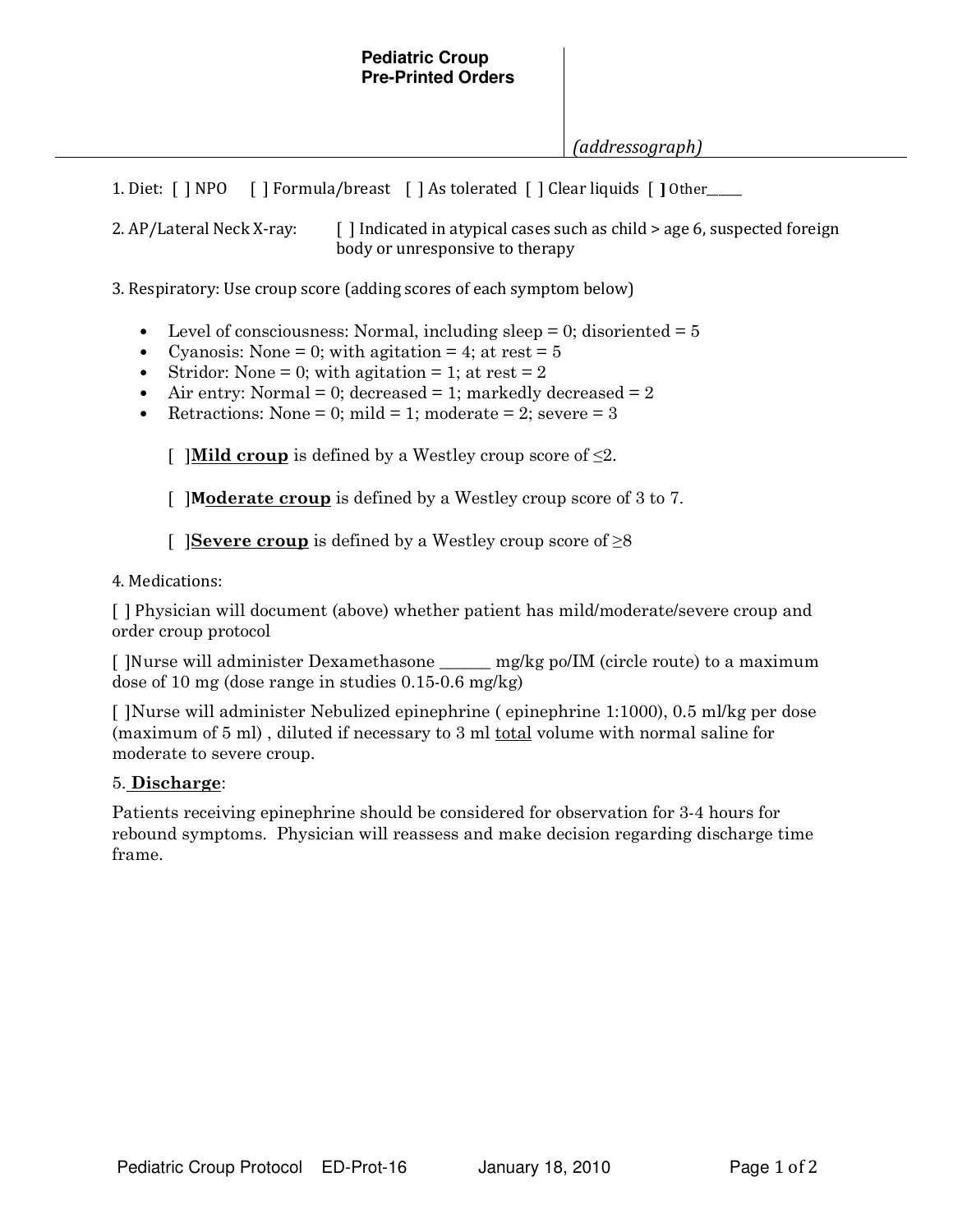# Pediatric Croup
# Pre-Printed Orders

*(addressograph)*

1. Diet: [ ] NPO [ ] Formula/breast [ ] As tolerated [ ] Clear liquids [ ] Other_____

2. AP/Lateral Neck X-ray: [ ] Indicated in atypical cases such as child > age 6, suspected foreign body or unresponsive to therapy

3. Respiratory: Use croup score (adding scores of each symptom below)

- Level of consciousness: Normal, including sleep = 0; disoriented = 5
- Cyanosis: None = 0; with agitation = 4; at rest = 5
- Stridor: None = 0; with agitation = 1; at rest = 2
- Air entry: Normal = 0; decreased = 1; markedly decreased = 2
- Retractions: None = 0; mild = 1; moderate = 2; severe = 3

  [ ]**Mild croup** is defined by a Westley croup score of ≤2.

  [ ]**Moderate croup** is defined by a Westley croup score of 3 to 7.

  [ ]**Severe croup** is defined by a Westley croup score of ≥8

4. Medications:

[ ] Physician will document (above) whether patient has mild/moderate/severe croup and order croup protocol

[ ]Nurse will administer Dexamethasone ______ mg/kg po/IM (circle route) to a maximum dose of 10 mg (dose range in studies 0.15-0.6 mg/kg)

[ ]Nurse will administer Nebulized epinephrine ( epinephrine 1:1000), 0.5 ml/kg per dose (maximum of 5 ml) , diluted if necessary to 3 ml total volume with normal saline for moderate to severe croup.

5. **Discharge**:

Patients receiving epinephrine should be considered for observation for 3-4 hours for rebound symptoms. Physician will reassess and make decision regarding discharge time frame.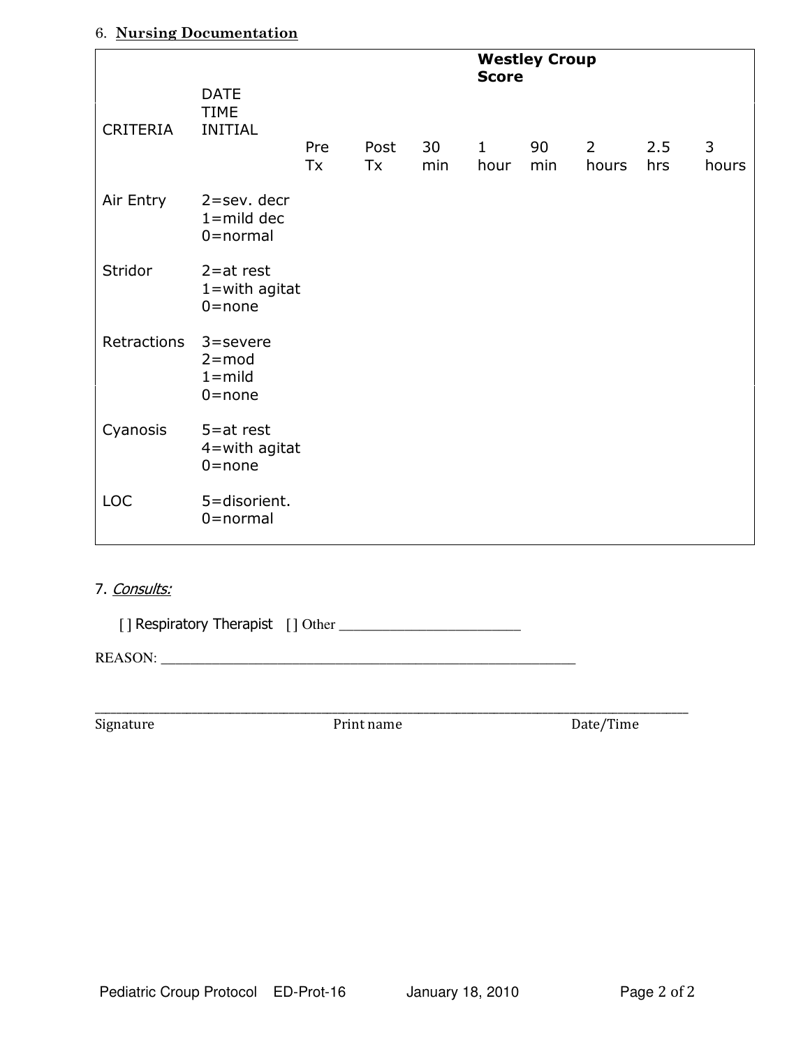6. **Nursing Documentation**

| CRITERIA | DATE TIME INITIAL | Pre Tx | Post Tx | 30 min | Westley Croup Score<br>1 hour | 90 min | 2 hours | 2.5 hrs | 3 hours |
|---|---|---|---|---|---|---|---|---|---|
| Air Entry | 2=sev. decr<br>1=mild dec<br>0=normal | | | | | | | | |
| Stridor | 2=at rest<br>1=with agitat<br>0=none | | | | | | | | |
| Retractions | 3=severe<br>2=mod<br>1=mild<br>0=none | | | | | | | | |
| Cyanosis | 5=at rest<br>4=with agitat<br>0=none | | | | | | | | |
| LOC | 5=disorient.<br>0=normal | | | | | | | | |

7. *Consults:*

[ ] Respiratory Therapist [ ] Other ________________________

REASON: ___________________________________________________________

_____________________________________________________________________________________

Signature                                    Print name                                    Date/Time